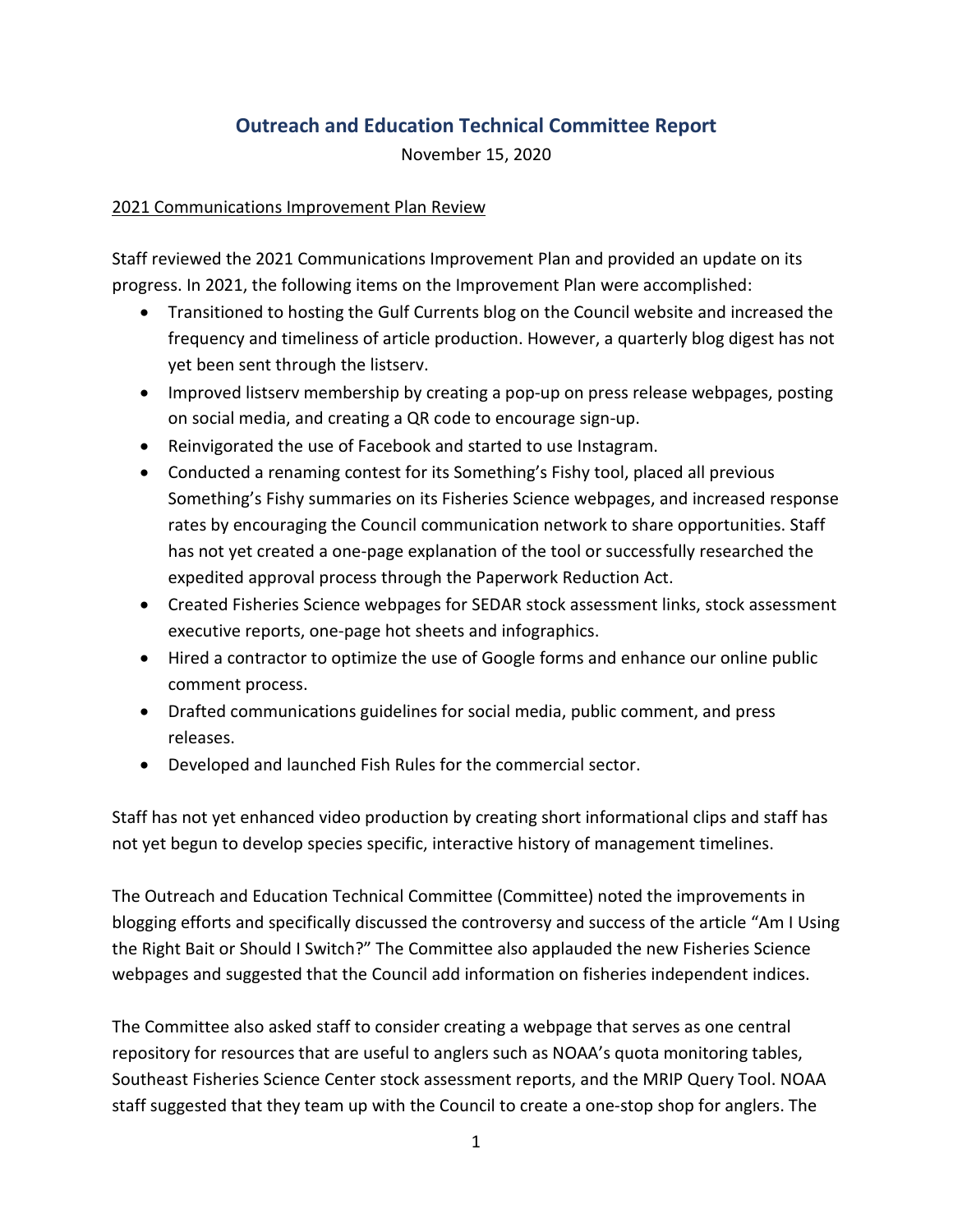# Outreach and Education Technical Committee Report

November 15, 2020

## 2021 Communications Improvement Plan Review

Staff reviewed the 2021 Communications Improvement Plan and provided an update on its progress. In 2021, the following items on the Improvement Plan were accomplished:

- Transitioned to hosting the Gulf Currents blog on the Council website and increased the frequency and timeliness of article production. However, a quarterly blog digest has not yet been sent through the listserv.
- Improved listserv membership by creating a pop-up on press release webpages, posting on social media, and creating a QR code to encourage sign-up.
- Reinvigorated the use of Facebook and started to use Instagram.
- Conducted a renaming contest for its Something's Fishy tool, placed all previous Something's Fishy summaries on its Fisheries Science webpages, and increased response rates by encouraging the Council communication network to share opportunities. Staff has not yet created a one-page explanation of the tool or successfully researched the expedited approval process through the Paperwork Reduction Act.
- Created Fisheries Science webpages for SEDAR stock assessment links, stock assessment executive reports, one-page hot sheets and infographics.
- Hired a contractor to optimize the use of Google forms and enhance our online public comment process.
- Drafted communications guidelines for social media, public comment, and press releases.
- Developed and launched Fish Rules for the commercial sector.

Staff has not yet enhanced video production by creating short informational clips and staff has not yet begun to develop species specific, interactive history of management timelines.

The Outreach and Education Technical Committee (Committee) noted the improvements in blogging efforts and specifically discussed the controversy and success of the article "Am I Using the Right Bait or Should I Switch?" The Committee also applauded the new Fisheries Science webpages and suggested that the Council add information on fisheries independent indices.

The Committee also asked staff to consider creating a webpage that serves as one central repository for resources that are useful to anglers such as NOAA's quota monitoring tables, Southeast Fisheries Science Center stock assessment reports, and the MRIP Query Tool. NOAA staff suggested that they team up with the Council to create a one-stop shop for anglers. The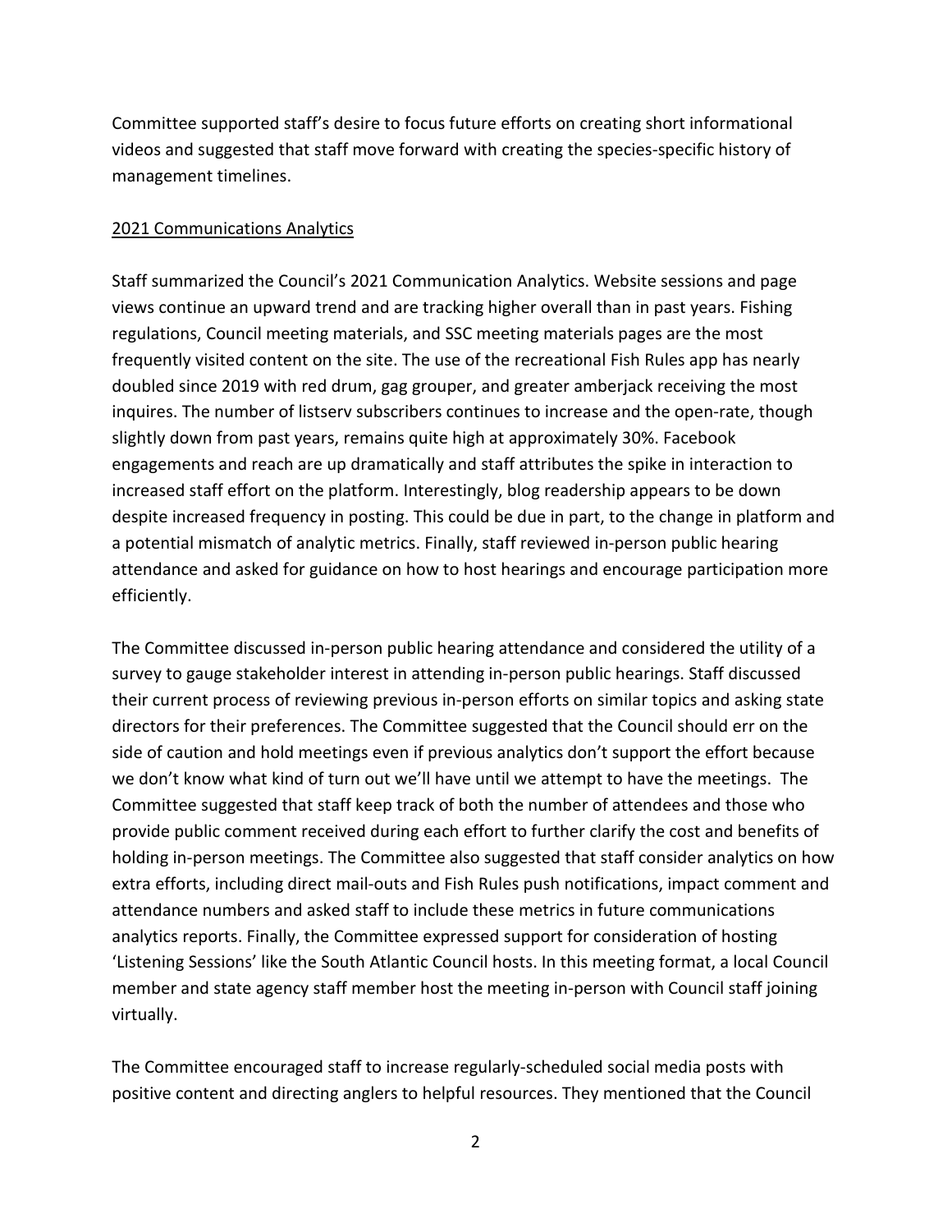Committee supported staff's desire to focus future efforts on creating short informational videos and suggested that staff move forward with creating the species-specific history of management timelines.

## 2021 Communications Analytics

Staff summarized the Council's 2021 Communication Analytics. Website sessions and page views continue an upward trend and are tracking higher overall than in past years. Fishing regulations, Council meeting materials, and SSC meeting materials pages are the most frequently visited content on the site. The use of the recreational Fish Rules app has nearly doubled since 2019 with red drum, gag grouper, and greater amberjack receiving the most inquires. The number of listserv subscribers continues to increase and the open-rate, though slightly down from past years, remains quite high at approximately 30%. Facebook engagements and reach are up dramatically and staff attributes the spike in interaction to increased staff effort on the platform. Interestingly, blog readership appears to be down despite increased frequency in posting. This could be due in part, to the change in platform and a potential mismatch of analytic metrics. Finally, staff reviewed in-person public hearing attendance and asked for guidance on how to host hearings and encourage participation more efficiently.

The Committee discussed in-person public hearing attendance and considered the utility of a survey to gauge stakeholder interest in attending in-person public hearings. Staff discussed their current process of reviewing previous in-person efforts on similar topics and asking state directors for their preferences. The Committee suggested that the Council should err on the side of caution and hold meetings even if previous analytics don't support the effort because we don't know what kind of turn out we'll have until we attempt to have the meetings. The Committee suggested that staff keep track of both the number of attendees and those who provide public comment received during each effort to further clarify the cost and benefits of holding in-person meetings. The Committee also suggested that staff consider analytics on how extra efforts, including direct mail-outs and Fish Rules push notifications, impact comment and attendance numbers and asked staff to include these metrics in future communications analytics reports. Finally, the Committee expressed support for consideration of hosting 'Listening Sessions' like the South Atlantic Council hosts. In this meeting format, a local Council member and state agency staff member host the meeting in-person with Council staff joining virtually.

The Committee encouraged staff to increase regularly-scheduled social media posts with positive content and directing anglers to helpful resources. They mentioned that the Council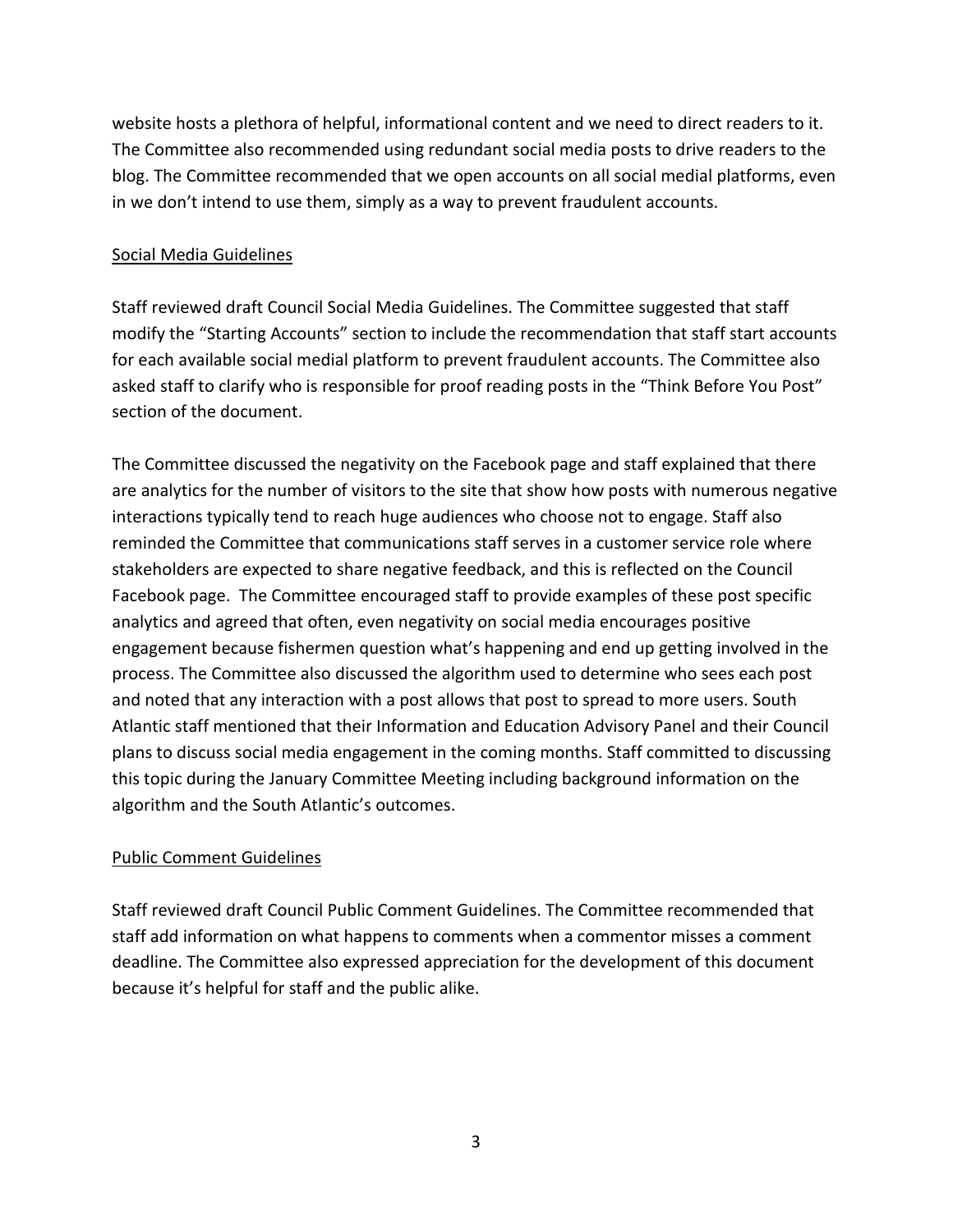website hosts a plethora of helpful, informational content and we need to direct readers to it. The Committee also recommended using redundant social media posts to drive readers to the blog. The Committee recommended that we open accounts on all social medial platforms, even in we don't intend to use them, simply as a way to prevent fraudulent accounts.

<u>Social Media Guidelines</u>

Staff reviewed draft Council Social Media Guidelines. The Committee suggested that staff modify the "Starting Accounts" section to include the recommendation that staff start accounts for each available social medial platform to prevent fraudulent accounts. The Committee also asked staff to clarify who is responsible for proof reading posts in the "Think Before You Post" section of the document.

The Committee discussed the negativity on the Facebook page and staff explained that there are analytics for the number of visitors to the site that show how posts with numerous negative interactions typically tend to reach huge audiences who choose not to engage. Staff also reminded the Committee that communications staff serves in a customer service role where stakeholders are expected to share negative feedback, and this is reflected on the Council Facebook page. The Committee encouraged staff to provide examples of these post specific analytics and agreed that often, even negativity on social media encourages positive engagement because fishermen question what's happening and end up getting involved in the process. The Committee also discussed the algorithm used to determine who sees each post and noted that any interaction with a post allows that post to spread to more users. South Atlantic staff mentioned that their Information and Education Advisory Panel and their Council plans to discuss social media engagement in the coming months. Staff committed to discussing this topic during the January Committee Meeting including background information on the algorithm and the South Atlantic's outcomes.

<u>Public Comment Guidelines</u>

Staff reviewed draft Council Public Comment Guidelines. The Committee recommended that staff add information on what happens to comments when a commentor misses a comment deadline. The Committee also expressed appreciation for the development of this document because it's helpful for staff and the public alike.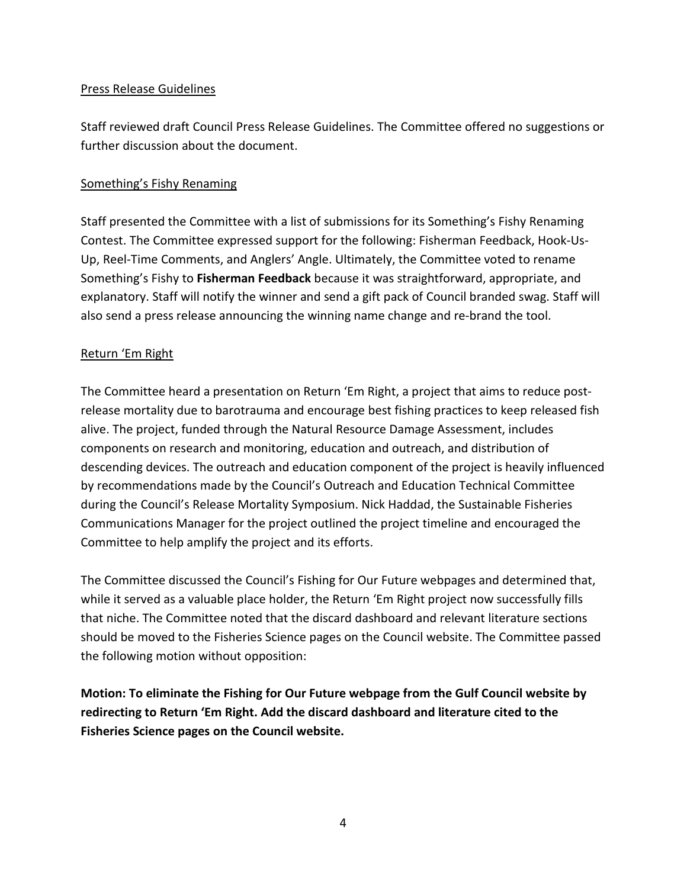## Press Release Guidelines

Staff reviewed draft Council Press Release Guidelines. The Committee offered no suggestions or further discussion about the document.

## Something's Fishy Renaming

Staff presented the Committee with a list of submissions for its Something's Fishy Renaming Contest. The Committee expressed support for the following: Fisherman Feedback, Hook-Us-Up, Reel-Time Comments, and Anglers' Angle. Ultimately, the Committee voted to rename Something's Fishy to **Fisherman Feedback** because it was straightforward, appropriate, and explanatory. Staff will notify the winner and send a gift pack of Council branded swag. Staff will also send a press release announcing the winning name change and re-brand the tool.

## Return 'Em Right

The Committee heard a presentation on Return 'Em Right, a project that aims to reduce post-release mortality due to barotrauma and encourage best fishing practices to keep released fish alive. The project, funded through the Natural Resource Damage Assessment, includes components on research and monitoring, education and outreach, and distribution of descending devices. The outreach and education component of the project is heavily influenced by recommendations made by the Council's Outreach and Education Technical Committee during the Council's Release Mortality Symposium. Nick Haddad, the Sustainable Fisheries Communications Manager for the project outlined the project timeline and encouraged the Committee to help amplify the project and its efforts.

The Committee discussed the Council's Fishing for Our Future webpages and determined that, while it served as a valuable place holder, the Return 'Em Right project now successfully fills that niche. The Committee noted that the discard dashboard and relevant literature sections should be moved to the Fisheries Science pages on the Council website. The Committee passed the following motion without opposition:

**Motion: To eliminate the Fishing for Our Future webpage from the Gulf Council website by redirecting to Return 'Em Right. Add the discard dashboard and literature cited to the Fisheries Science pages on the Council website.**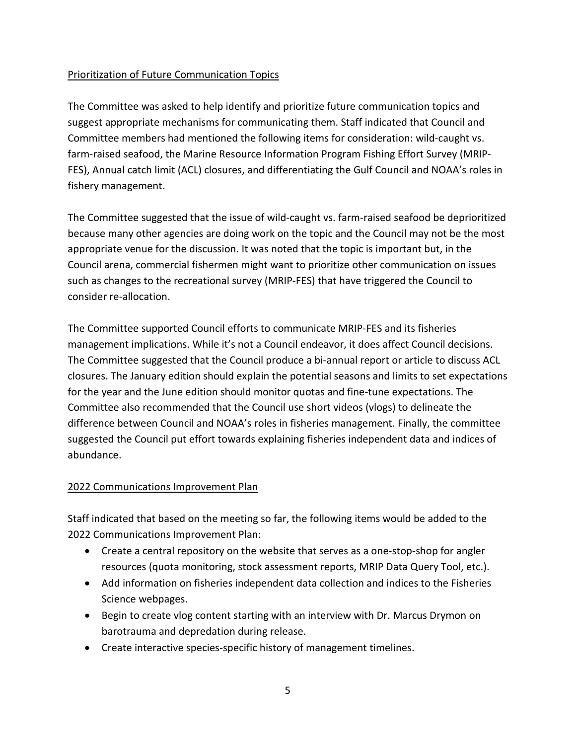## Prioritization of Future Communication Topics

The Committee was asked to help identify and prioritize future communication topics and suggest appropriate mechanisms for communicating them. Staff indicated that Council and Committee members had mentioned the following items for consideration: wild-caught vs. farm-raised seafood, the Marine Resource Information Program Fishing Effort Survey (MRIP-FES), Annual catch limit (ACL) closures, and differentiating the Gulf Council and NOAA's roles in fishery management.

The Committee suggested that the issue of wild-caught vs. farm-raised seafood be deprioritized because many other agencies are doing work on the topic and the Council may not be the most appropriate venue for the discussion. It was noted that the topic is important but, in the Council arena, commercial fishermen might want to prioritize other communication on issues such as changes to the recreational survey (MRIP-FES) that have triggered the Council to consider re-allocation.

The Committee supported Council efforts to communicate MRIP-FES and its fisheries management implications. While it's not a Council endeavor, it does affect Council decisions. The Committee suggested that the Council produce a bi-annual report or article to discuss ACL closures. The January edition should explain the potential seasons and limits to set expectations for the year and the June edition should monitor quotas and fine-tune expectations. The Committee also recommended that the Council use short videos (vlogs) to delineate the difference between Council and NOAA's roles in fisheries management. Finally, the committee suggested the Council put effort towards explaining fisheries independent data and indices of abundance.

## 2022 Communications Improvement Plan

Staff indicated that based on the meeting so far, the following items would be added to the 2022 Communications Improvement Plan:

- Create a central repository on the website that serves as a one-stop-shop for angler resources (quota monitoring, stock assessment reports, MRIP Data Query Tool, etc.).
- Add information on fisheries independent data collection and indices to the Fisheries Science webpages.
- Begin to create vlog content starting with an interview with Dr. Marcus Drymon on barotrauma and depredation during release.
- Create interactive species-specific history of management timelines.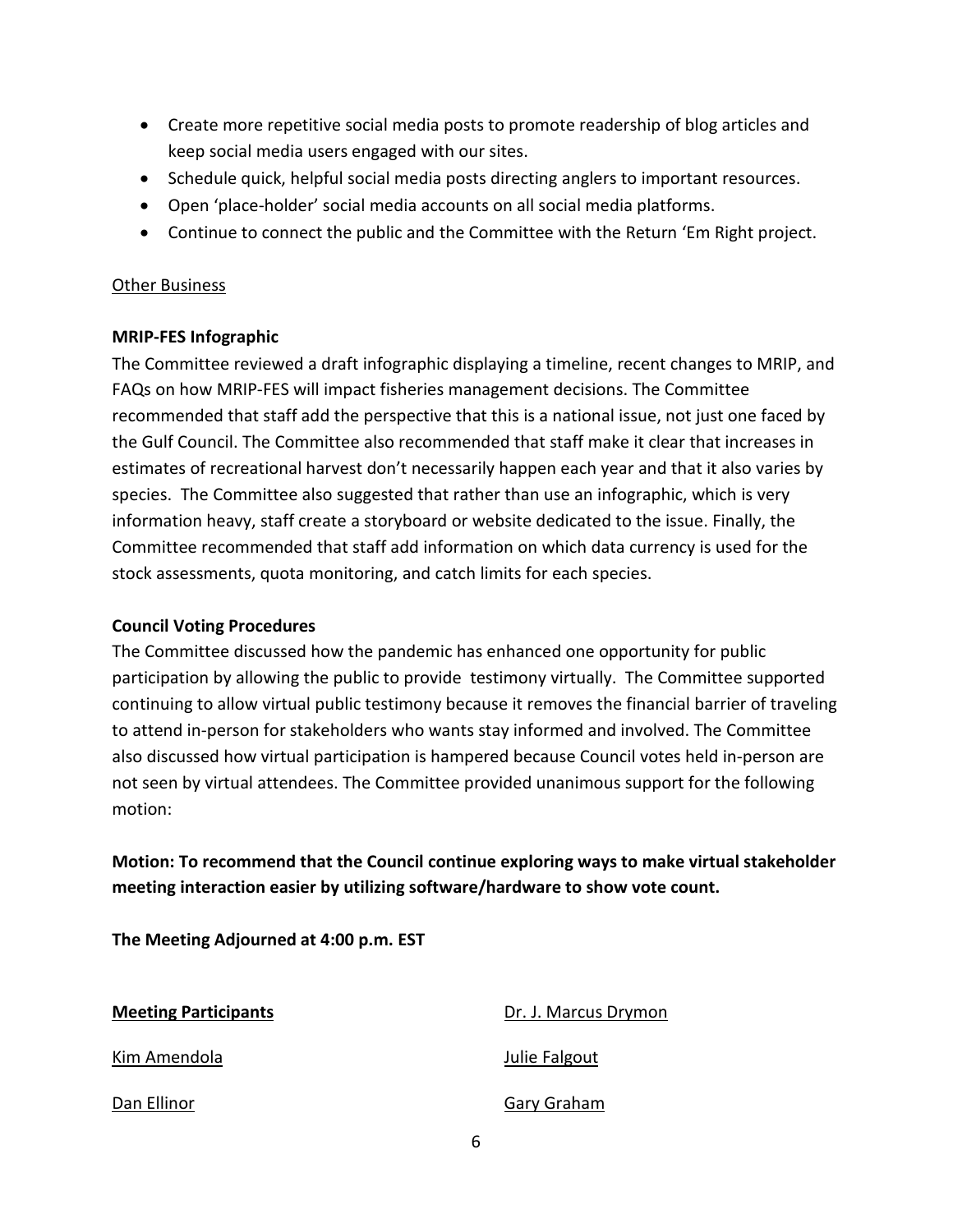- Create more repetitive social media posts to promote readership of blog articles and keep social media users engaged with our sites.
- Schedule quick, helpful social media posts directing anglers to important resources.
- Open 'place-holder' social media accounts on all social media platforms.
- Continue to connect the public and the Committee with the Return 'Em Right project.

<u>Other Business</u>

**MRIP-FES Infographic**

The Committee reviewed a draft infographic displaying a timeline, recent changes to MRIP, and FAQs on how MRIP-FES will impact fisheries management decisions. The Committee recommended that staff add the perspective that this is a national issue, not just one faced by the Gulf Council. The Committee also recommended that staff make it clear that increases in estimates of recreational harvest don't necessarily happen each year and that it also varies by species. The Committee also suggested that rather than use an infographic, which is very information heavy, staff create a storyboard or website dedicated to the issue. Finally, the Committee recommended that staff add information on which data currency is used for the stock assessments, quota monitoring, and catch limits for each species.

**Council Voting Procedures**

The Committee discussed how the pandemic has enhanced one opportunity for public participation by allowing the public to provide testimony virtually. The Committee supported continuing to allow virtual public testimony because it removes the financial barrier of traveling to attend in-person for stakeholders who wants stay informed and involved. The Committee also discussed how virtual participation is hampered because Council votes held in-person are not seen by virtual attendees. The Committee provided unanimous support for the following motion:

**Motion: To recommend that the Council continue exploring ways to make virtual stakeholder meeting interaction easier by utilizing software/hardware to show vote count.**

**The Meeting Adjourned at 4:00 p.m. EST**

**<u>Meeting Participants</u>**

<u>Kim Amendola</u>

<u>Dan Ellinor</u>

<u>Dr. J. Marcus Drymon</u>

<u>Julie Falgout</u>

<u>Gary Graham</u>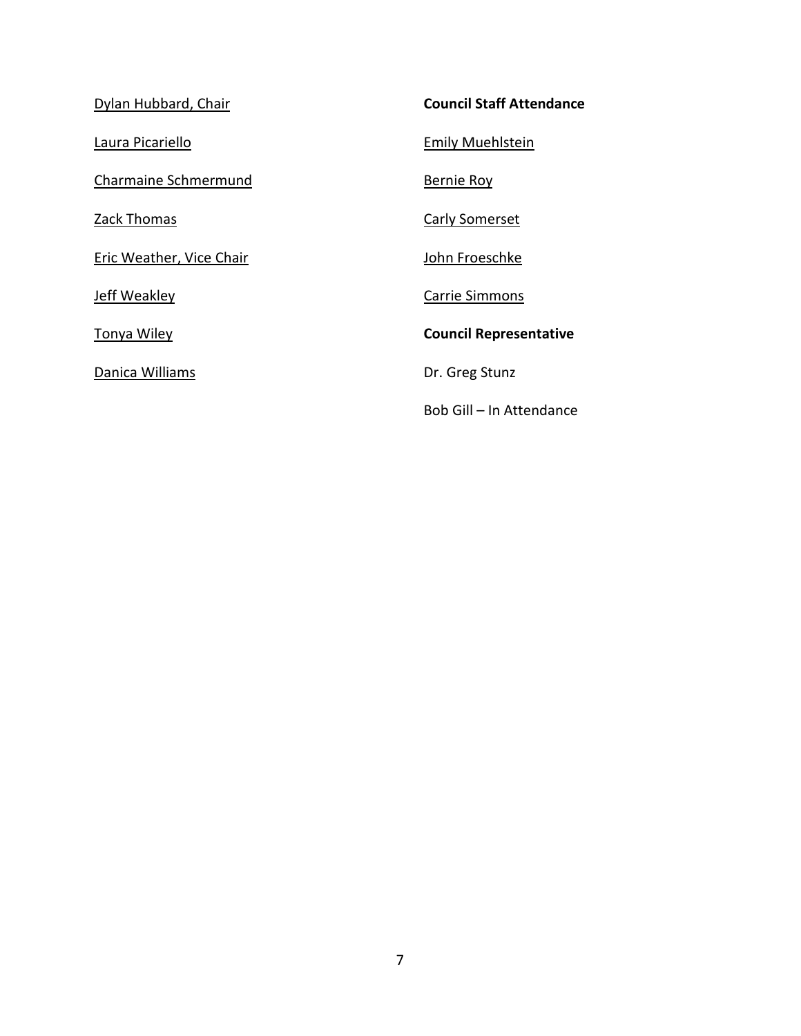Dylan Hubbard, Chair

Laura Picariello

Charmaine Schmermund

Zack Thomas

Eric Weather, Vice Chair

Jeff Weakley

Tonya Wiley

Danica Williams

**Council Staff Attendance**

Emily Muehlstein

Bernie Roy

Carly Somerset

John Froeschke

Carrie Simmons

**Council Representative**

Dr. Greg Stunz

Bob Gill – In Attendance